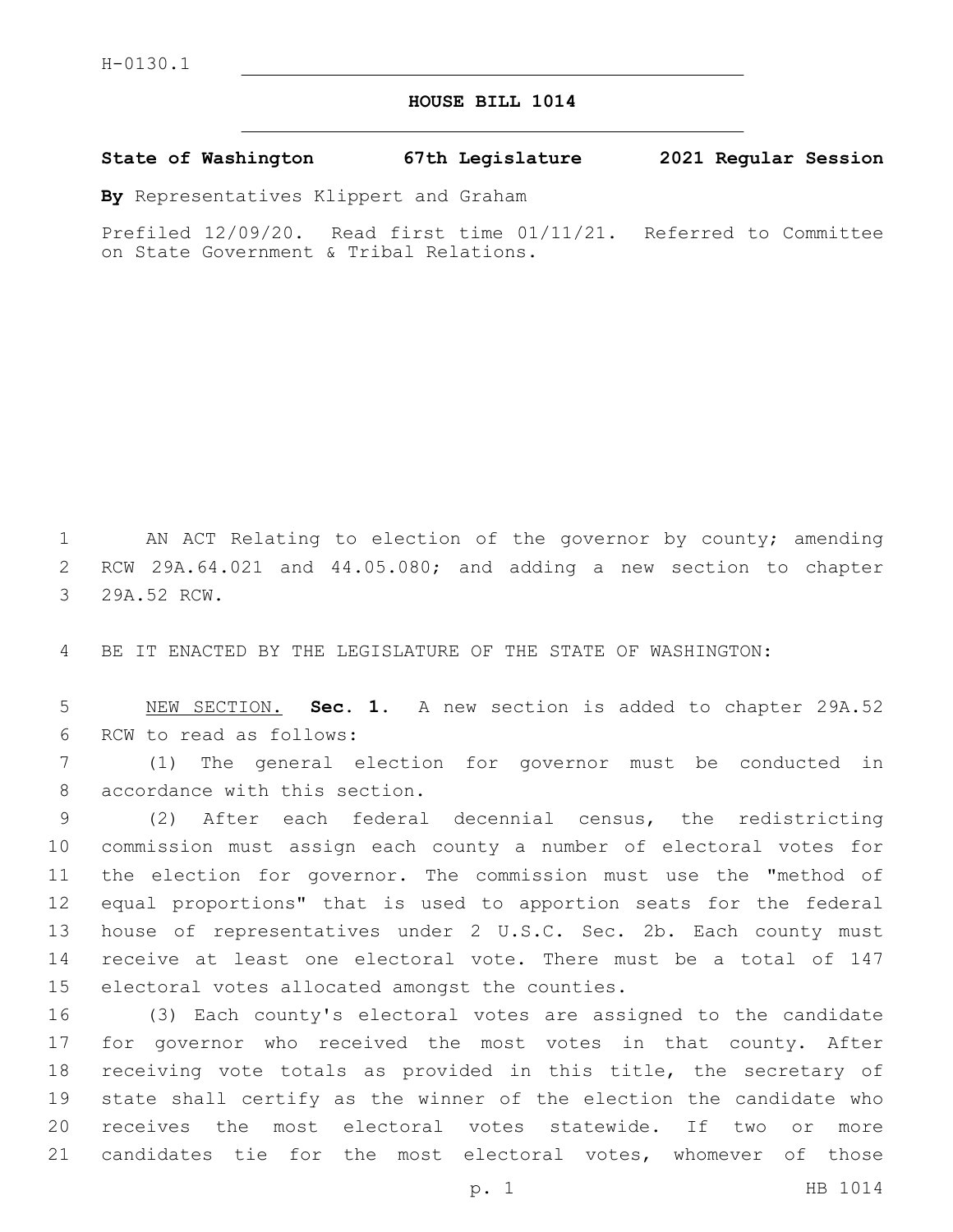H-0130.1

# HOUSE BILL 1014

**State of Washington 67th Legislature 2021 Regular Session**

**By** Representatives Klippert and Graham

Prefiled 12/09/20. Read first time 01/11/21. Referred to Committee on State Government & Tribal Relations.

AN ACT Relating to election of the governor by county; amending RCW 29A.64.021 and 44.05.080; and adding a new section to chapter 29A.52 RCW.

BE IT ENACTED BY THE LEGISLATURE OF THE STATE OF WASHINGTON:

NEW SECTION. **Sec. 1.** A new section is added to chapter 29A.52 RCW to read as follows:

(1) The general election for governor must be conducted in accordance with this section.

(2) After each federal decennial census, the redistricting commission must assign each county a number of electoral votes for the election for governor. The commission must use the "method of equal proportions" that is used to apportion seats for the federal house of representatives under 2 U.S.C. Sec. 2b. Each county must receive at least one electoral vote. There must be a total of 147 electoral votes allocated amongst the counties.

(3) Each county's electoral votes are assigned to the candidate for governor who received the most votes in that county. After receiving vote totals as provided in this title, the secretary of state shall certify as the winner of the election the candidate who receives the most electoral votes statewide. If two or more candidates tie for the most electoral votes, whomever of those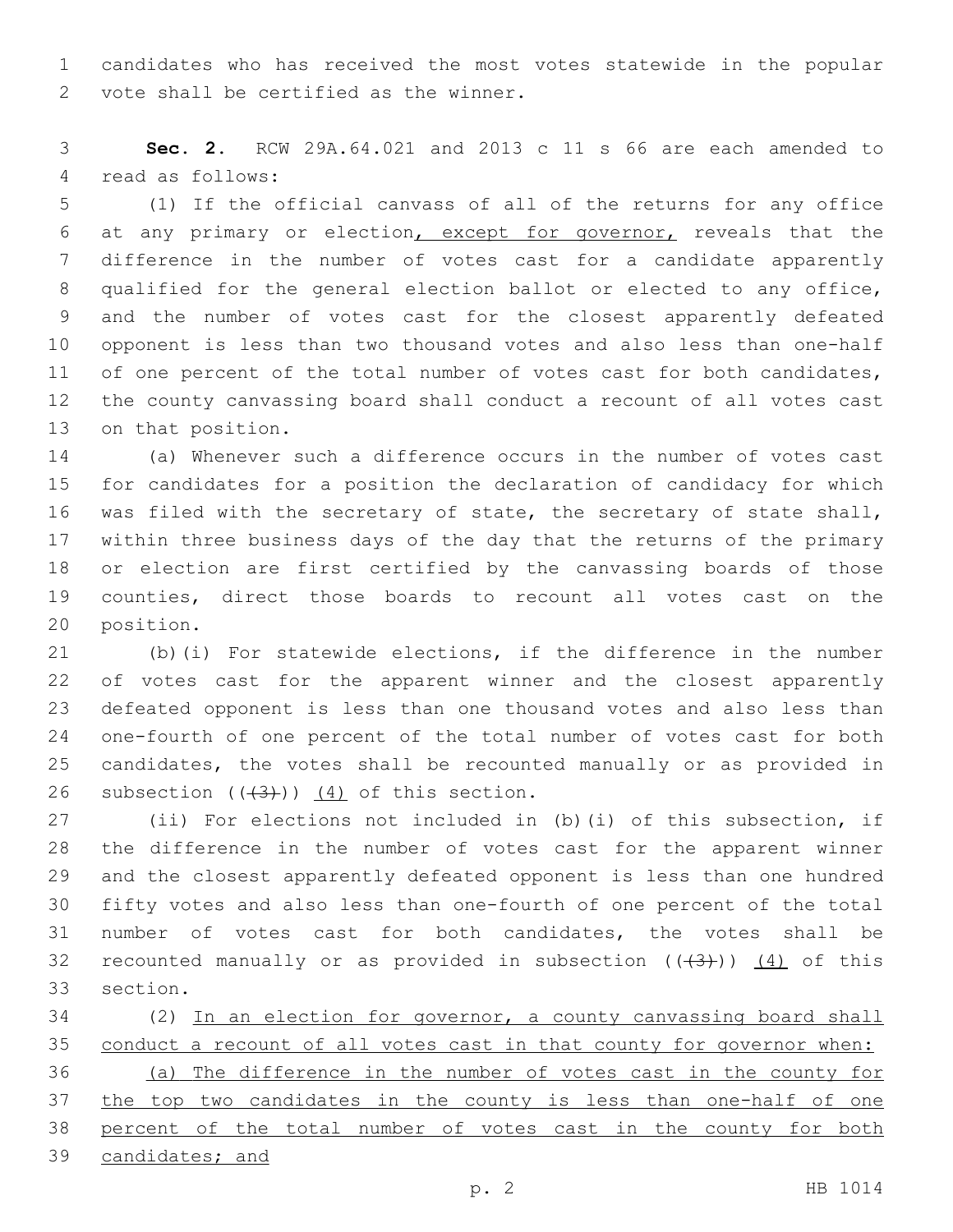candidates who has received the most votes statewide in the popular vote shall be certified as the winner.

**Sec. 2.** RCW 29A.64.021 and 2013 c 11 s 66 are each amended to read as follows:

(1) If the official canvass of all of the returns for any office at any primary or election, except for governor, reveals that the difference in the number of votes cast for a candidate apparently qualified for the general election ballot or elected to any office, and the number of votes cast for the closest apparently defeated opponent is less than two thousand votes and also less than one-half of one percent of the total number of votes cast for both candidates, the county canvassing board shall conduct a recount of all votes cast on that position.

(a) Whenever such a difference occurs in the number of votes cast for candidates for a position the declaration of candidacy for which was filed with the secretary of state, the secretary of state shall, within three business days of the day that the returns of the primary or election are first certified by the canvassing boards of those counties, direct those boards to recount all votes cast on the position.

(b)(i) For statewide elections, if the difference in the number of votes cast for the apparent winner and the closest apparently defeated opponent is less than one thousand votes and also less than one-fourth of one percent of the total number of votes cast for both candidates, the votes shall be recounted manually or as provided in subsection ((~~(3)~~)) (4) of this section.

(ii) For elections not included in (b)(i) of this subsection, if the difference in the number of votes cast for the apparent winner and the closest apparently defeated opponent is less than one hundred fifty votes and also less than one-fourth of one percent of the total number of votes cast for both candidates, the votes shall be recounted manually or as provided in subsection ((~~(3)~~)) (4) of this section.

(2) In an election for governor, a county canvassing board shall conduct a recount of all votes cast in that county for governor when:

(a) The difference in the number of votes cast in the county for the top two candidates in the county is less than one-half of one percent of the total number of votes cast in the county for both candidates; and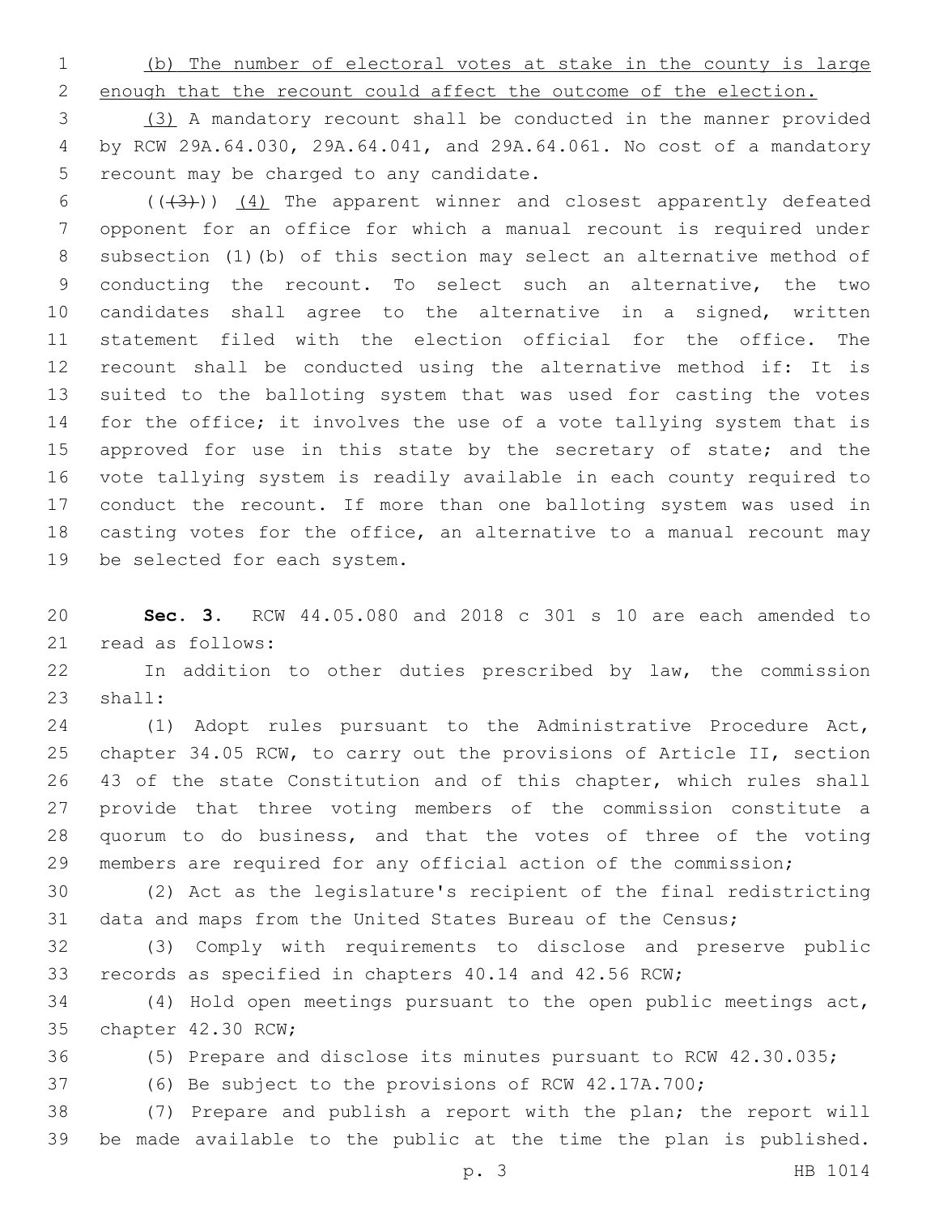(b) The number of electoral votes at stake in the county is large enough that the recount could affect the outcome of the election.

(3) A mandatory recount shall be conducted in the manner provided by RCW 29A.64.030, 29A.64.041, and 29A.64.061. No cost of a mandatory recount may be charged to any candidate.

(((3))) (4) The apparent winner and closest apparently defeated opponent for an office for which a manual recount is required under subsection (1)(b) of this section may select an alternative method of conducting the recount. To select such an alternative, the two candidates shall agree to the alternative in a signed, written statement filed with the election official for the office. The recount shall be conducted using the alternative method if: It is suited to the balloting system that was used for casting the votes for the office; it involves the use of a vote tallying system that is approved for use in this state by the secretary of state; and the vote tallying system is readily available in each county required to conduct the recount. If more than one balloting system was used in casting votes for the office, an alternative to a manual recount may be selected for each system.

**Sec. 3.** RCW 44.05.080 and 2018 c 301 s 10 are each amended to read as follows:

In addition to other duties prescribed by law, the commission shall:

(1) Adopt rules pursuant to the Administrative Procedure Act, chapter 34.05 RCW, to carry out the provisions of Article II, section 43 of the state Constitution and of this chapter, which rules shall provide that three voting members of the commission constitute a quorum to do business, and that the votes of three of the voting members are required for any official action of the commission;

(2) Act as the legislature's recipient of the final redistricting data and maps from the United States Bureau of the Census;

(3) Comply with requirements to disclose and preserve public records as specified in chapters 40.14 and 42.56 RCW;

(4) Hold open meetings pursuant to the open public meetings act, chapter 42.30 RCW;

(5) Prepare and disclose its minutes pursuant to RCW 42.30.035;

(6) Be subject to the provisions of RCW 42.17A.700;

(7) Prepare and publish a report with the plan; the report will be made available to the public at the time the plan is published.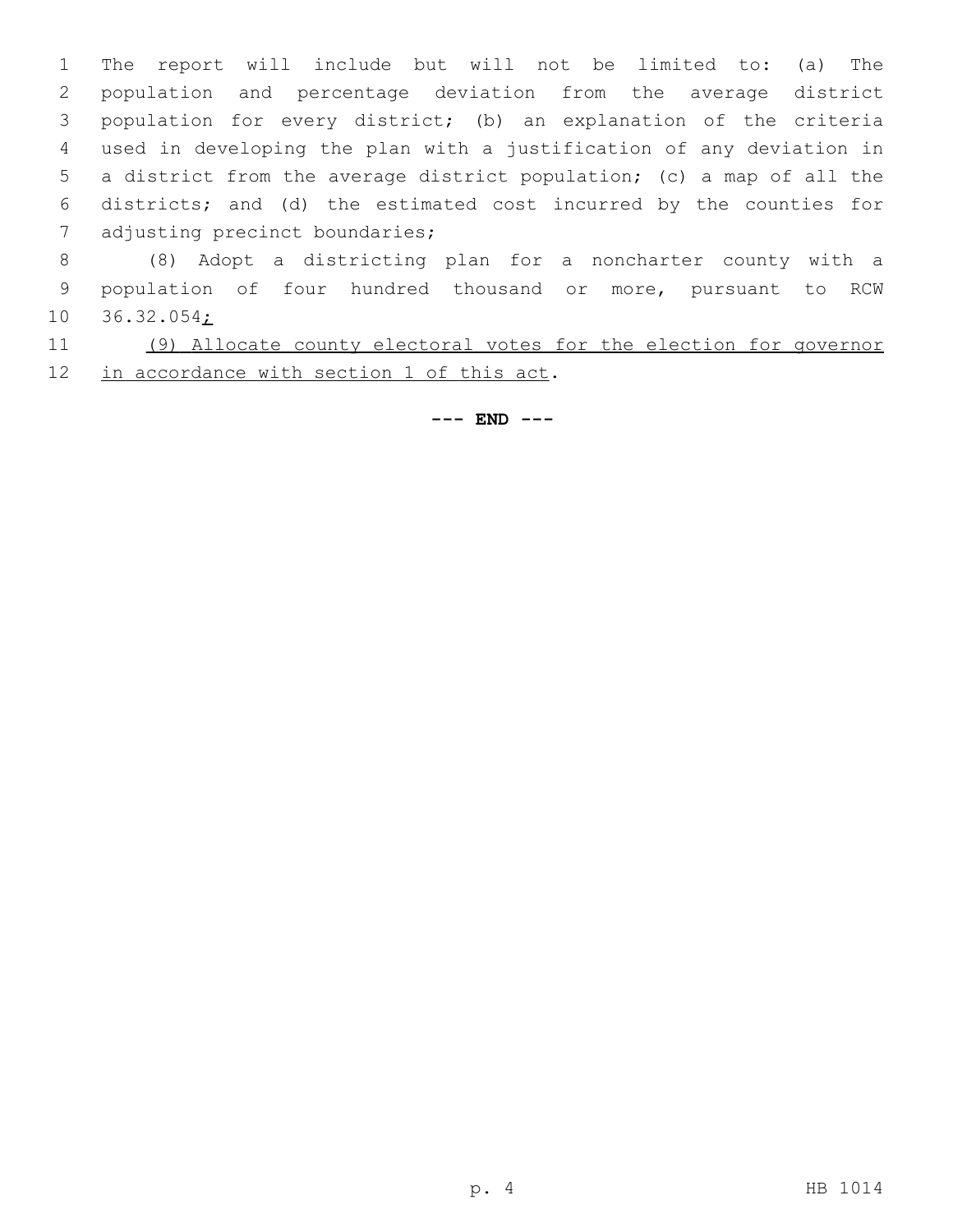The report will include but will not be limited to: (a) The population and percentage deviation from the average district population for every district; (b) an explanation of the criteria used in developing the plan with a justification of any deviation in a district from the average district population; (c) a map of all the districts; and (d) the estimated cost incurred by the counties for adjusting precinct boundaries;

(8) Adopt a districting plan for a noncharter county with a population of four hundred thousand or more, pursuant to RCW 36.32.054<u>;</u>

<u>(9) Allocate county electoral votes for the election for governor in accordance with section 1 of this act</u>.

**--- END ---**